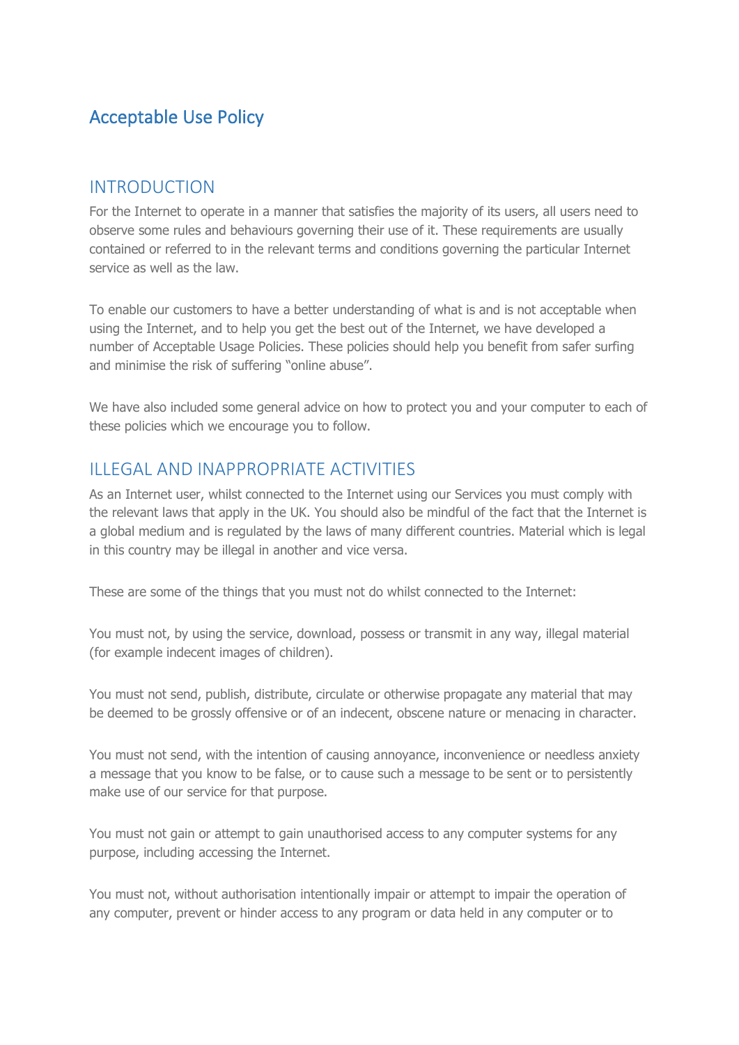# Acceptable Use Policy

## INTRODUCTION

For the Internet to operate in a manner that satisfies the majority of its users, all users need to observe some rules and behaviours governing their use of it. These requirements are usually contained or referred to in the relevant terms and conditions governing the particular Internet service as well as the law.

To enable our customers to have a better understanding of what is and is not acceptable when using the Internet, and to help you get the best out of the Internet, we have developed a number of Acceptable Usage Policies. These policies should help you benefit from safer surfing and minimise the risk of suffering "online abuse".

We have also included some general advice on how to protect you and your computer to each of these policies which we encourage you to follow.

## ILLEGAL AND INAPPROPRIATE ACTIVITIES

As an Internet user, whilst connected to the Internet using our Services you must comply with the relevant laws that apply in the UK. You should also be mindful of the fact that the Internet is a global medium and is regulated by the laws of many different countries. Material which is legal in this country may be illegal in another and vice versa.

These are some of the things that you must not do whilst connected to the Internet:

You must not, by using the service, download, possess or transmit in any way, illegal material (for example indecent images of children).

You must not send, publish, distribute, circulate or otherwise propagate any material that may be deemed to be grossly offensive or of an indecent, obscene nature or menacing in character.

You must not send, with the intention of causing annoyance, inconvenience or needless anxiety a message that you know to be false, or to cause such a message to be sent or to persistently make use of our service for that purpose.

You must not gain or attempt to gain unauthorised access to any computer systems for any purpose, including accessing the Internet.

You must not, without authorisation intentionally impair or attempt to impair the operation of any computer, prevent or hinder access to any program or data held in any computer or to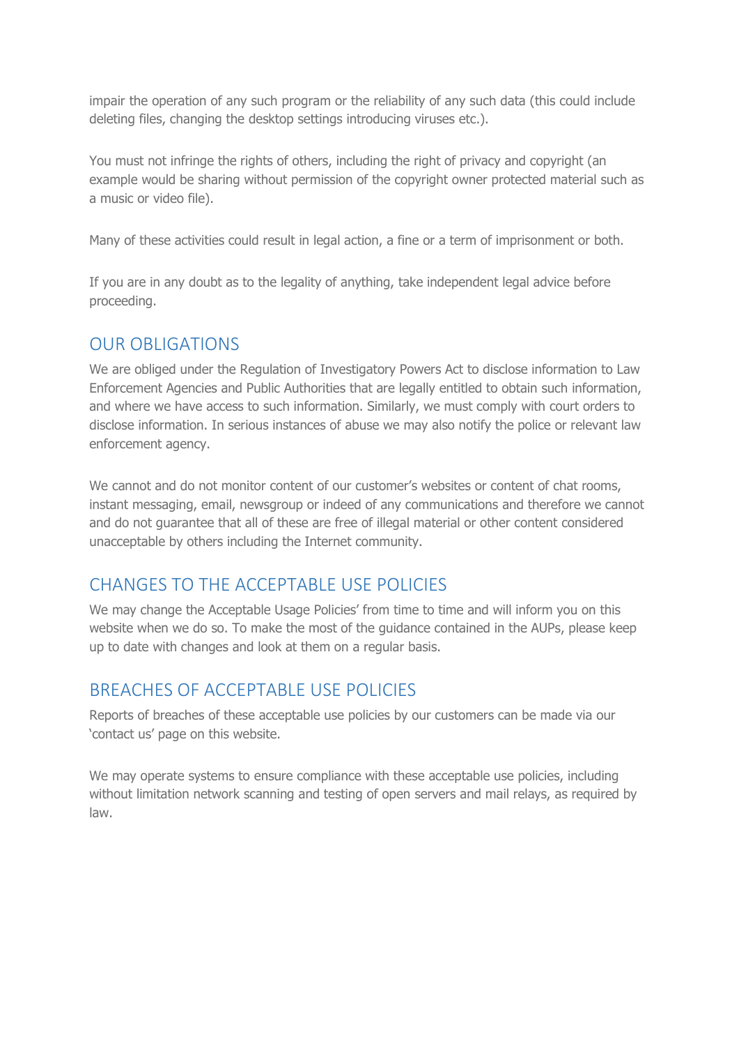impair the operation of any such program or the reliability of any such data (this could include deleting files, changing the desktop settings introducing viruses etc.).

You must not infringe the rights of others, including the right of privacy and copyright (an example would be sharing without permission of the copyright owner protected material such as a music or video file).

Many of these activities could result in legal action, a fine or a term of imprisonment or both.

If you are in any doubt as to the legality of anything, take independent legal advice before proceeding.

## OUR OBLIGATIONS

We are obliged under the Regulation of Investigatory Powers Act to disclose information to Law Enforcement Agencies and Public Authorities that are legally entitled to obtain such information, and where we have access to such information. Similarly, we must comply with court orders to disclose information. In serious instances of abuse we may also notify the police or relevant law enforcement agency.

We cannot and do not monitor content of our customer's websites or content of chat rooms, instant messaging, email, newsgroup or indeed of any communications and therefore we cannot and do not guarantee that all of these are free of illegal material or other content considered unacceptable by others including the Internet community.

## CHANGES TO THE ACCEPTABLE USE POLICIES

We may change the Acceptable Usage Policies' from time to time and will inform you on this website when we do so. To make the most of the guidance contained in the AUPs, please keep up to date with changes and look at them on a regular basis.

## BREACHES OF ACCEPTABLE USE POLICIES

Reports of breaches of these acceptable use policies by our customers can be made via our 'contact us' page on this website.

We may operate systems to ensure compliance with these acceptable use policies, including without limitation network scanning and testing of open servers and mail relays, as required by law.